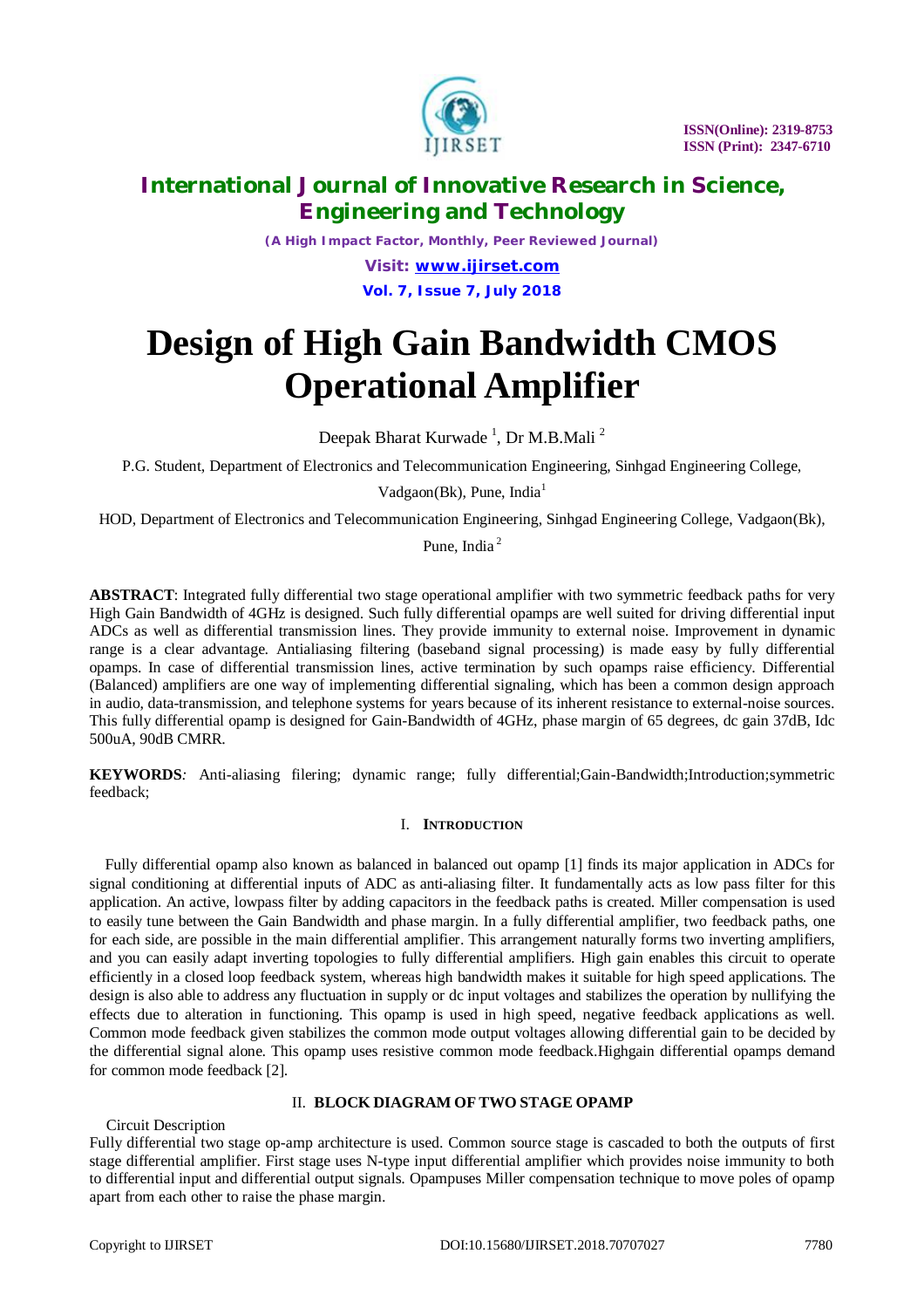# Design of High Gain Bandwidth CMOS Operational Amplifier

Deepak Bharat Kurwade [1], Dr M.B.Mali [2]

P.G. Student, Department of Electronics and Telecommunication Engineering, Sinhgad Engineering College, Vadgaon(Bk), Pune, India[1]

HOD, Department of Electronics and Telecommunication Engineering, Sinhgad Engineering College, Vadgaon(Bk), Pune, India [2]

**ABSTRACT**: Integrated fully differential two stage operational amplifier with two symmetric feedback paths for very High Gain Bandwidth of 4GHz is designed. Such fully differential opamps are well suited for driving differential input ADCs as well as differential transmission lines. They provide immunity to external noise. Improvement in dynamic range is a clear advantage. Antialiasing filtering (baseband signal processing) is made easy by fully differential opamps. In case of differential transmission lines, active termination by such opamps raise efficiency. Differential (Balanced) amplifiers are one way of implementing differential signaling, which has been a common design approach in audio, data-transmission, and telephone systems for years because of its inherent resistance to external-noise sources. This fully differential opamp is designed for Gain-Bandwidth of 4GHz, phase margin of 65 degrees, dc gain 37dB, Idc 500uA, 90dB CMRR.

**KEYWORDS***:* Anti-aliasing filering; dynamic range; fully differential;Gain-Bandwidth;Introduction;symmetric feedback;

## I. INTRODUCTION

Fully differential opamp also known as balanced in balanced out opamp [1] finds its major application in ADCs for signal conditioning at differential inputs of ADC as anti-aliasing filter. It fundamentally acts as low pass filter for this application. An active, lowpass filter by adding capacitors in the feedback paths is created. Miller compensation is used to easily tune between the Gain Bandwidth and phase margin. In a fully differential amplifier, two feedback paths, one for each side, are possible in the main differential amplifier. This arrangement naturally forms two inverting amplifiers, and you can easily adapt inverting topologies to fully differential amplifiers. High gain enables this circuit to operate efficiently in a closed loop feedback system, whereas high bandwidth makes it suitable for high speed applications. The design is also able to address any fluctuation in supply or dc input voltages and stabilizes the operation by nullifying the effects due to alteration in functioning. This opamp is used in high speed, negative feedback applications as well. Common mode feedback given stabilizes the common mode output voltages allowing differential gain to be decided by the differential signal alone. This opamp uses resistive common mode feedback.Highgain differential opamps demand for common mode feedback [2].

## II. BLOCK DIAGRAM OF TWO STAGE OPAMP

Circuit Description

Fully differential two stage op-amp architecture is used. Common source stage is cascaded to both the outputs of first stage differential amplifier. First stage uses N-type input differential amplifier which provides noise immunity to both to differential input and differential output signals. Opampuses Miller compensation technique to move poles of opamp apart from each other to raise the phase margin.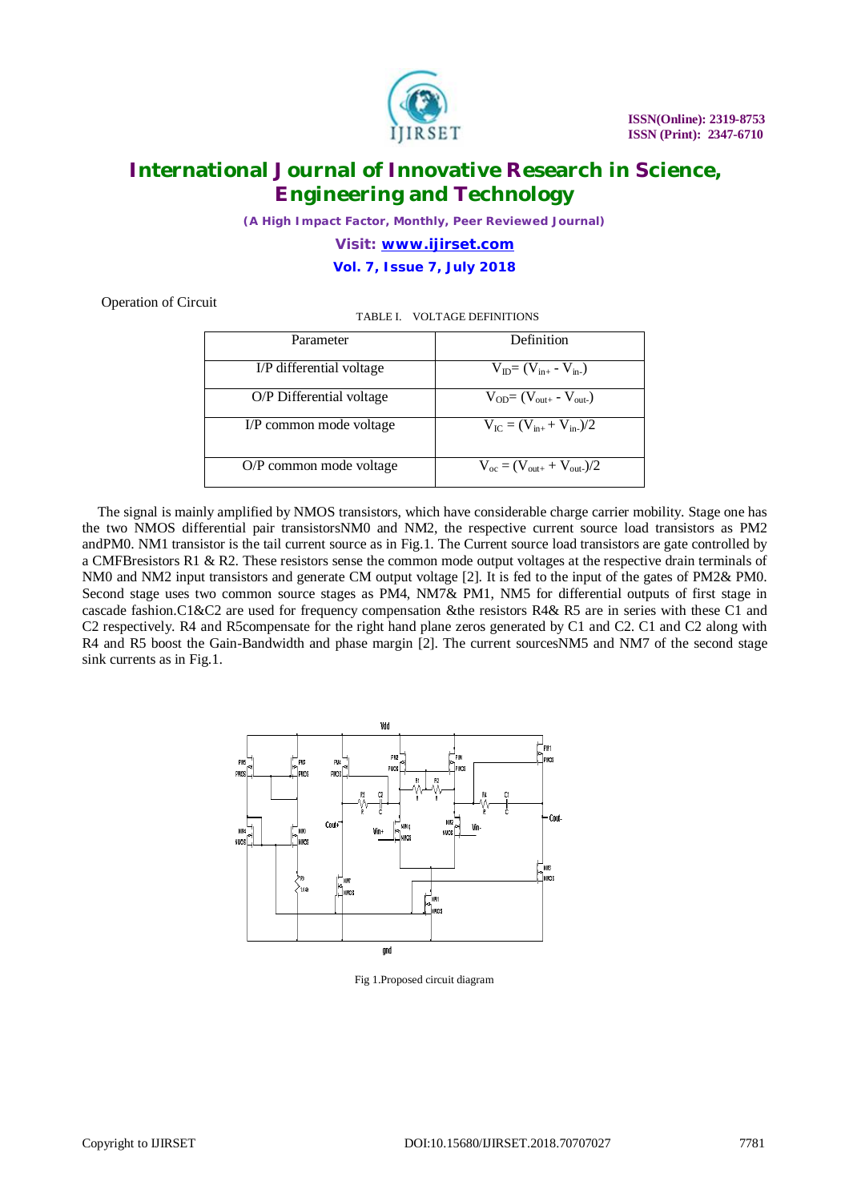Operation of Circuit

TABLE I. VOLTAGE DEFINITIONS

| Parameter | Definition |
|---|---|
| I/P differential voltage | $V_{ID} = (V_{in+} - V_{in-})$ |
| O/P Differential voltage | $V_{OD} = (V_{out+} - V_{out-})$ |
| I/P common mode voltage | $V_{IC} = (V_{in+} + V_{in-})/2$ |
| O/P common mode voltage | $V_{oc} = (V_{out+} + V_{out-})/2$ |

The signal is mainly amplified by NMOS transistors, which have considerable charge carrier mobility. Stage one has the two NMOS differential pair transistorsNM0 and NM2, the respective current source load transistors as PM2 andPM0. NM1 transistor is the tail current source as in Fig.1. The Current source load transistors are gate controlled by a CMFBresistors R1 & R2. These resistors sense the common mode output voltages at the respective drain terminals of NM0 and NM2 input transistors and generate CM output voltage [2]. It is fed to the input of the gates of PM2& PM0. Second stage uses two common source stages as PM4, NM7& PM1, NM5 for differential outputs of first stage in cascade fashion.C1&C2 are used for frequency compensation &the resistors R4& R5 are in series with these C1 and C2 respectively. R4 and R5compensate for the right hand plane zeros generated by C1 and C2. C1 and C2 along with R4 and R5 boost the Gain-Bandwidth and phase margin [2]. The current sourcesNM5 and NM7 of the second stage sink currents as in Fig.1.

Fig 1.Proposed circuit diagram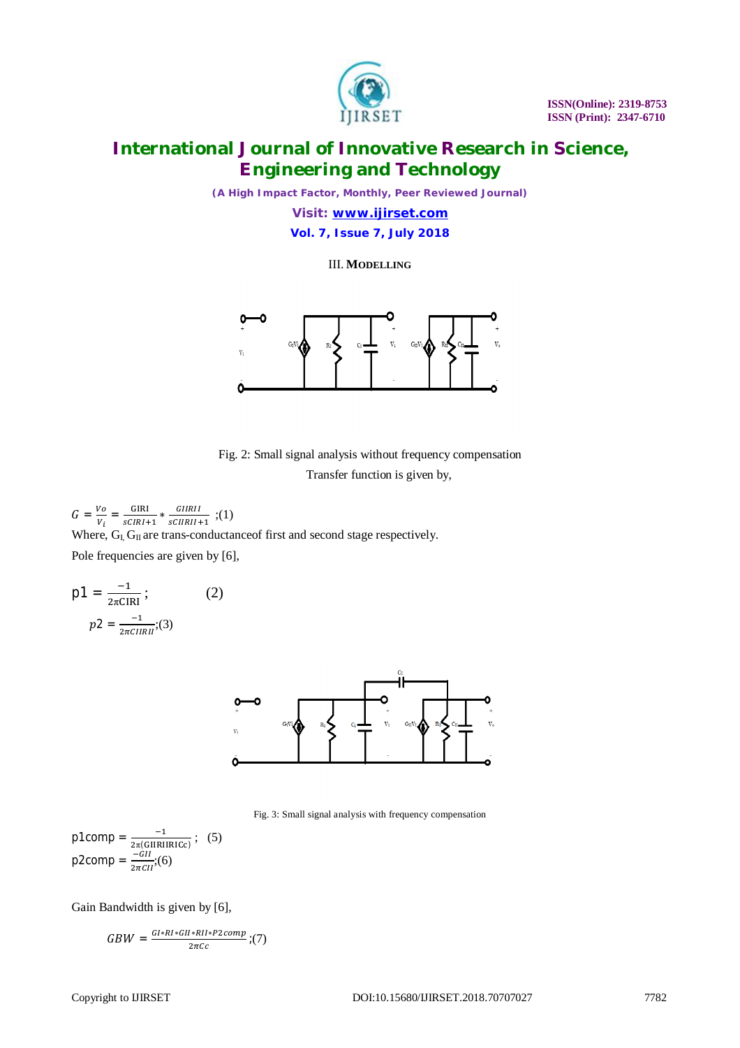## III. MODELLING

Fig. 2: Small signal analysis without frequency compensation

Transfer function is given by,

$$G = \frac{Vo}{V_i} = \frac{\text{GIRI}}{sCIRI+1} * \frac{GIIRII}{sCIIRII+1} \;;(1)$$

Where, $G_I$, $G_{II}$ are trans-conductanceof first and second stage respectively.

Pole frequencies are given by [6],

$$\text{p1} = \frac{-1}{2\pi\text{CIRI}} \;; \qquad (2)$$

$$p2 = \frac{-1}{2\pi CIIRII};(3)$$

Fig. 3: Small signal analysis with frequency compensation

$$\text{p1comp} = \frac{-1}{2\pi(\text{GIIRIIRICc})} \;; \quad (5)$$

$$\text{p2comp} = \frac{-GII}{2\pi CII};(6)$$

Gain Bandwidth is given by [6],

$$GBW = \frac{GI*RI*GII*RII*P2comp}{2\pi Cc};(7)$$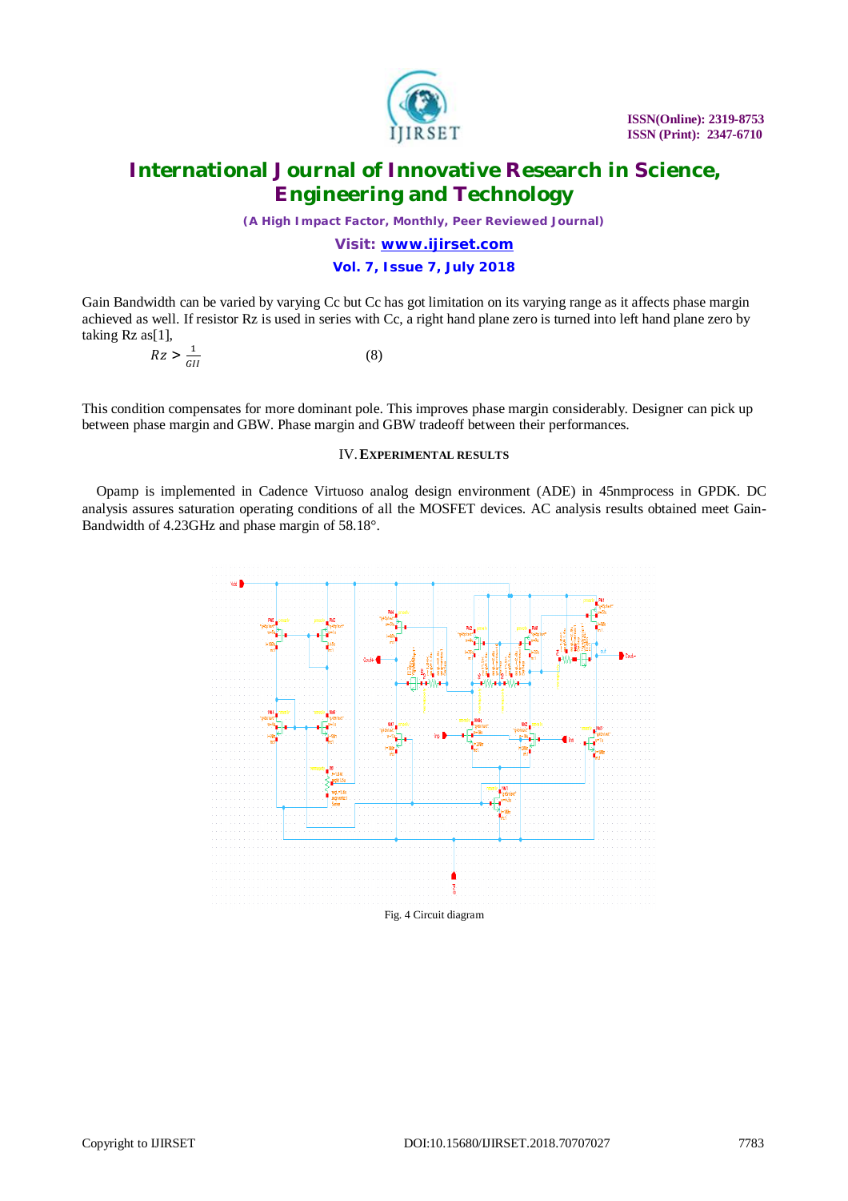Gain Bandwidth can be varied by varying Cc but Cc has got limitation on its varying range as it affects phase margin achieved as well. If resistor Rz is used in series with Cc, a right hand plane zero is turned into left hand plane zero by taking Rz as[1],

$$Rz > \frac{1}{GII} \quad (8)$$

This condition compensates for more dominant pole. This improves phase margin considerably. Designer can pick up between phase margin and GBW. Phase margin and GBW tradeoff between their performances.

## IV. EXPERIMENTAL RESULTS

Opamp is implemented in Cadence Virtuoso analog design environment (ADE) in 45nmprocess in GPDK. DC analysis assures saturation operating conditions of all the MOSFET devices. AC analysis results obtained meet Gain-Bandwidth of 4.23GHz and phase margin of 58.18°.

Fig. 4 Circuit diagram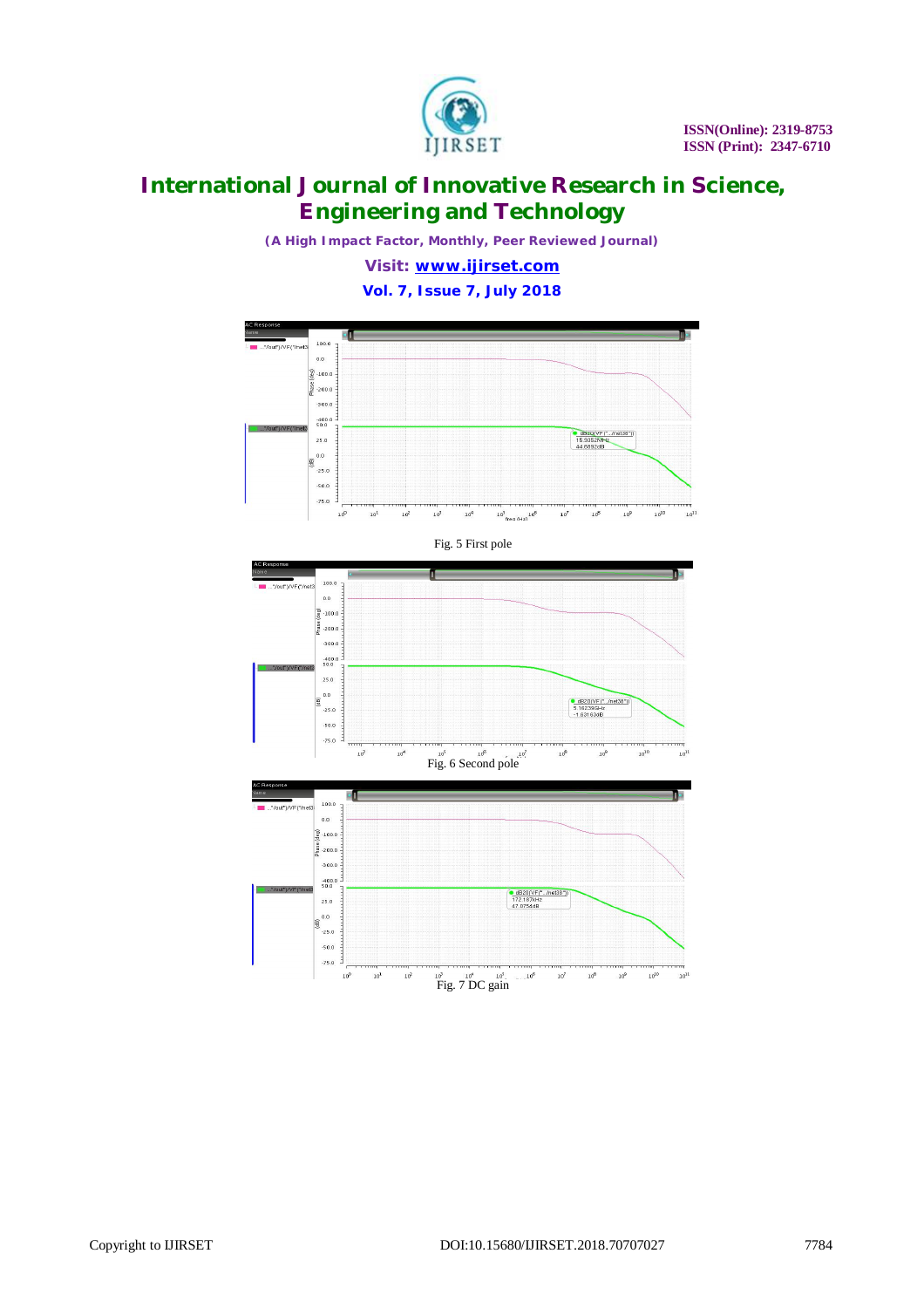Fig. 5 First pole

Fig. 6 Second pole

Fig. 7 DC gain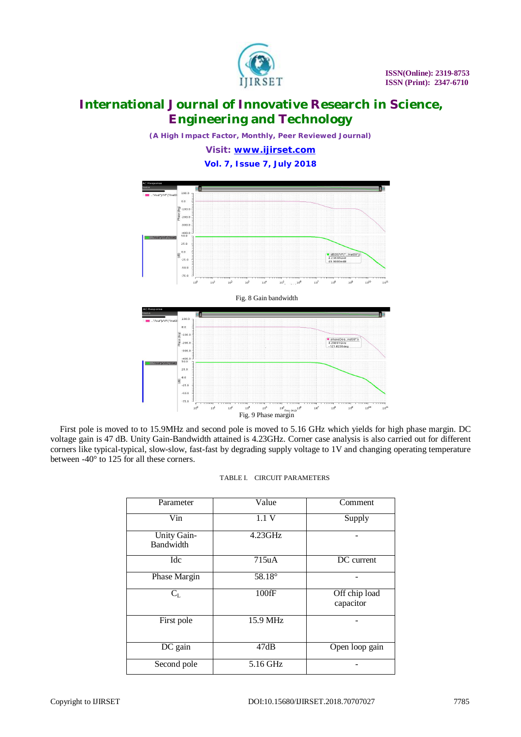Fig. 8 Gain bandwidth

Fig. 9 Phase margin

First pole is moved to to 15.9MHz and second pole is moved to 5.16 GHz which yields for high phase margin. DC voltage gain is 47 dB. Unity Gain-Bandwidth attained is 4.23GHz. Corner case analysis is also carried out for different corners like typical-typical, slow-slow, fast-fast by degrading supply voltage to 1V and changing operating temperature between -40° to 125 for all these corners.

TABLE I. CIRCUIT PARAMETERS

| Parameter | Value | Comment |
|---|---|---|
| Vin | 1.1 V | Supply |
| Unity Gain-Bandwidth | 4.23GHz | - |
| Idc | 715uA | DC current |
| Phase Margin | 58.18° | - |
| $C_L$ | 100fF | Off chip load capacitor |
| First pole | 15.9 MHz | - |
| DC gain | 47dB | Open loop gain |
| Second pole | 5.16 GHz | - |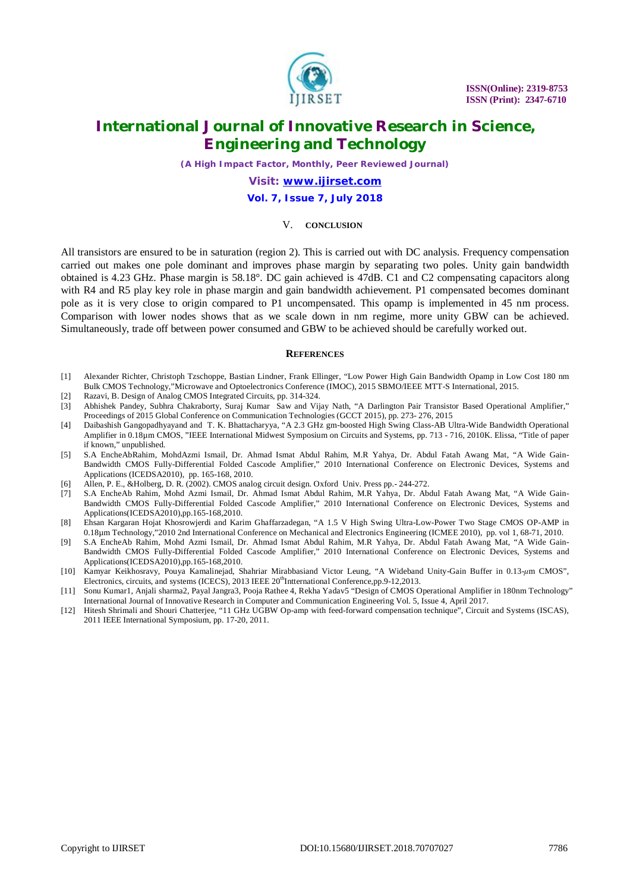## V. CONCLUSION

All transistors are ensured to be in saturation (region 2). This is carried out with DC analysis. Frequency compensation carried out makes one pole dominant and improves phase margin by separating two poles. Unity gain bandwidth obtained is 4.23 GHz. Phase margin is 58.18°. DC gain achieved is 47dB. C1 and C2 compensating capacitors along with R4 and R5 play key role in phase margin and gain bandwidth achievement. P1 compensated becomes dominant pole as it is very close to origin compared to P1 uncompensated. This opamp is implemented in 45 nm process. Comparison with lower nodes shows that as we scale down in nm regime, more unity GBW can be achieved. Simultaneously, trade off between power consumed and GBW to be achieved should be carefully worked out.

## REFERENCES

[1] Alexander Richter, Christoph Tzschoppe, Bastian Lindner, Frank Ellinger, "Low Power High Gain Bandwidth Opamp in Low Cost 180 nm Bulk CMOS Technology,"Microwave and Optoelectronics Conference (IMOC), 2015 SBMO/IEEE MTT-S International, 2015.

[2] Razavi, B. Design of Analog CMOS Integrated Circuits, pp. 314-324.

[3] Abhishek Pandey, Subhra Chakraborty, Suraj Kumar Saw and Vijay Nath, "A Darlington Pair Transistor Based Operational Amplifier," Proceedings of 2015 Global Conference on Communication Technologies (GCCT 2015), pp. 273- 276, 2015

[4] Daibashish Gangopadhyayand and T. K. Bhattacharyya, "A 2.3 GHz gm-boosted High Swing Class-AB Ultra-Wide Bandwidth Operational Amplifier in 0.18µm CMOS, "IEEE International Midwest Symposium on Circuits and Systems, pp. 713 - 716, 2010K. Elissa, "Title of paper if known," unpublished.

[5] S.A EncheAbRahim, MohdAzmi Ismail, Dr. Ahmad Ismat Abdul Rahim, M.R Yahya, Dr. Abdul Fatah Awang Mat, "A Wide Gain-Bandwidth CMOS Fully-Differential Folded Cascode Amplifier," 2010 International Conference on Electronic Devices, Systems and Applications (ICEDSA2010), pp. 165-168, 2010.

[6] Allen, P. E., &Holberg, D. R. (2002). CMOS analog circuit design. Oxford Univ. Press pp.- 244-272.

[7] S.A EncheAb Rahim, Mohd Azmi Ismail, Dr. Ahmad Ismat Abdul Rahim, M.R Yahya, Dr. Abdul Fatah Awang Mat, "A Wide Gain-Bandwidth CMOS Fully-Differential Folded Cascode Amplifier," 2010 International Conference on Electronic Devices, Systems and Applications(ICEDSA2010),pp.165-168,2010.

[8] Ehsan Kargaran Hojat Khosrowjerdi and Karim Ghaffarzadegan, "A 1.5 V High Swing Ultra-Low-Power Two Stage CMOS OP-AMP in 0.18µm Technology,"2010 2nd International Conference on Mechanical and Electronics Engineering (ICMEE 2010), pp. vol 1, 68-71, 2010.

[9] S.A EncheAb Rahim, Mohd Azmi Ismail, Dr. Ahmad Ismat Abdul Rahim, M.R Yahya, Dr. Abdul Fatah Awang Mat, "A Wide Gain-Bandwidth CMOS Fully-Differential Folded Cascode Amplifier," 2010 International Conference on Electronic Devices, Systems and Applications(ICEDSA2010),pp.165-168,2010.

[10] Kamyar Keikhosravy, Pouya Kamalinejad, Shahriar Mirabbasiand Victor Leung, "A Wideband Unity-Gain Buffer in 0.13-$\mu$m CMOS", Electronics, circuits, and systems (ICECS), 2013 IEEE 20thIntternational Conference,pp.9-12,2013.

[11] Sonu Kumar1, Anjali sharma2, Payal Jangra3, Pooja Rathee 4, Rekha Yadav5 "Design of CMOS Operational Amplifier in 180nm Technology" International Journal of Innovative Research in Computer and Communication Engineering Vol. 5, Issue 4, April 2017.

[12] Hitesh Shrimali and Shouri Chatterjee, "11 GHz UGBW Op-amp with feed-forward compensation technique", Circuit and Systems (ISCAS), 2011 IEEE International Symposium, pp. 17-20, 2011.